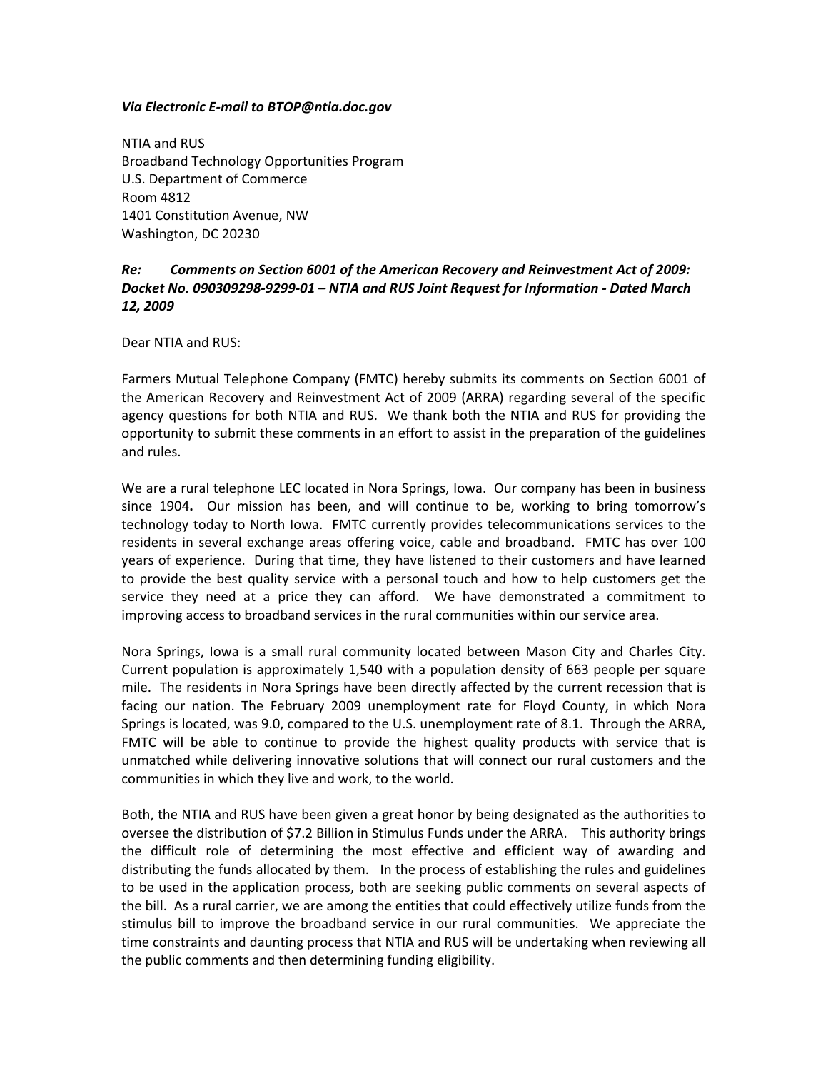*Via Electronic E-mail to BTOP@ntia.doc.gov*

NTIA and RUS
Broadband Technology Opportunities Program
U.S. Department of Commerce
Room 4812
1401 Constitution Avenue, NW
Washington, DC 20230

***Re: Comments on Section 6001 of the American Recovery and Reinvestment Act of 2009: Docket No. 090309298-9299-01 – NTIA and RUS Joint Request for Information - Dated March 12, 2009***

Dear NTIA and RUS:

Farmers Mutual Telephone Company (FMTC) hereby submits its comments on Section 6001 of the American Recovery and Reinvestment Act of 2009 (ARRA) regarding several of the specific agency questions for both NTIA and RUS. We thank both the NTIA and RUS for providing the opportunity to submit these comments in an effort to assist in the preparation of the guidelines and rules.

We are a rural telephone LEC located in Nora Springs, Iowa. Our company has been in business since 1904**.** Our mission has been, and will continue to be, working to bring tomorrow's technology today to North Iowa. FMTC currently provides telecommunications services to the residents in several exchange areas offering voice, cable and broadband. FMTC has over 100 years of experience. During that time, they have listened to their customers and have learned to provide the best quality service with a personal touch and how to help customers get the service they need at a price they can afford. We have demonstrated a commitment to improving access to broadband services in the rural communities within our service area.

Nora Springs, Iowa is a small rural community located between Mason City and Charles City. Current population is approximately 1,540 with a population density of 663 people per square mile. The residents in Nora Springs have been directly affected by the current recession that is facing our nation. The February 2009 unemployment rate for Floyd County, in which Nora Springs is located, was 9.0, compared to the U.S. unemployment rate of 8.1. Through the ARRA, FMTC will be able to continue to provide the highest quality products with service that is unmatched while delivering innovative solutions that will connect our rural customers and the communities in which they live and work, to the world.

Both, the NTIA and RUS have been given a great honor by being designated as the authorities to oversee the distribution of $7.2 Billion in Stimulus Funds under the ARRA. This authority brings the difficult role of determining the most effective and efficient way of awarding and distributing the funds allocated by them. In the process of establishing the rules and guidelines to be used in the application process, both are seeking public comments on several aspects of the bill. As a rural carrier, we are among the entities that could effectively utilize funds from the stimulus bill to improve the broadband service in our rural communities. We appreciate the time constraints and daunting process that NTIA and RUS will be undertaking when reviewing all the public comments and then determining funding eligibility.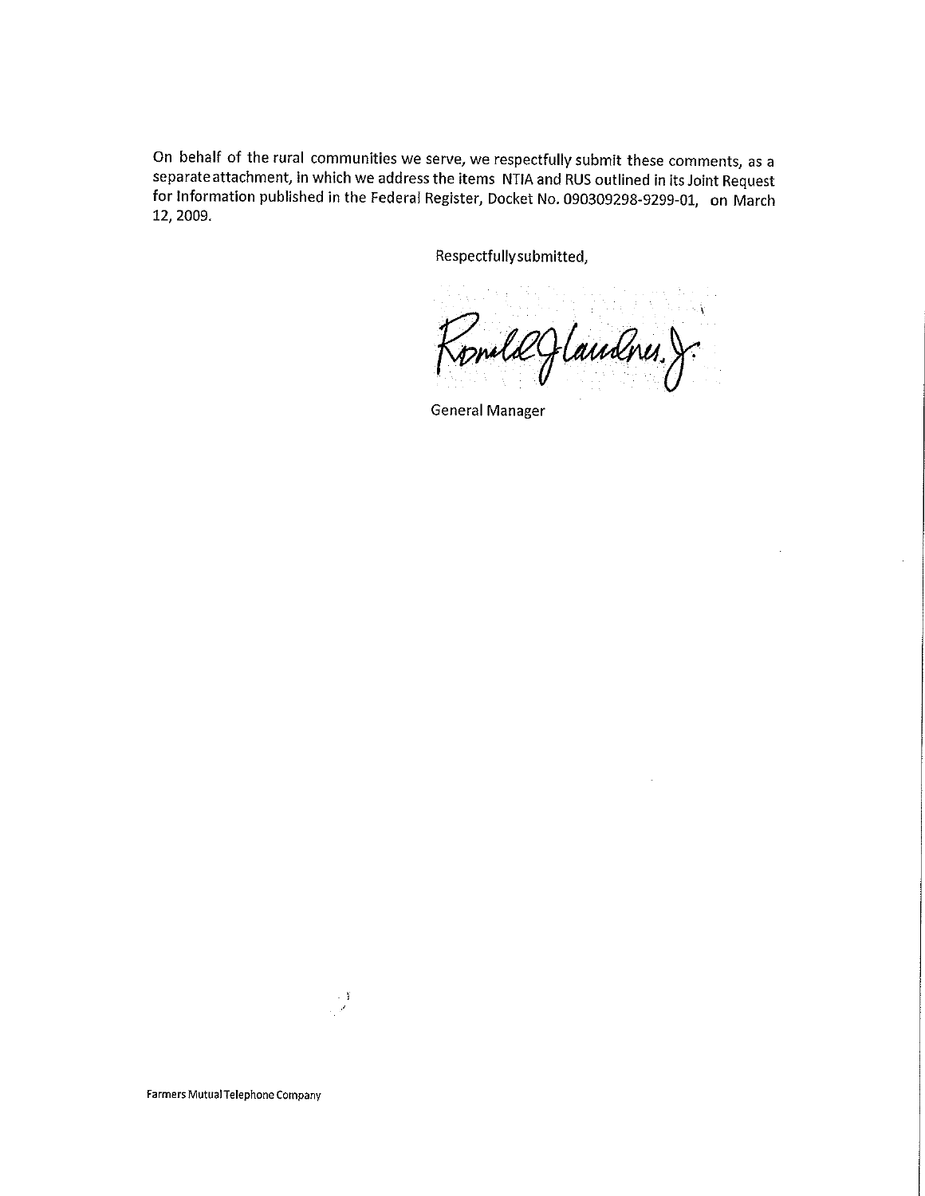On behalf of the rural communities we serve, we respectfully submit these comments, as a separate attachment, in which we address the items NTIA and RUS outlined in its Joint Request for Information published in the Federal Register, Docket No. 090309298-9299-01, on March 12, 2009.

Respectfully submitted,

Ronald Jlaudnes, Jr.

General Manager

Farmers Mutual Telephone Company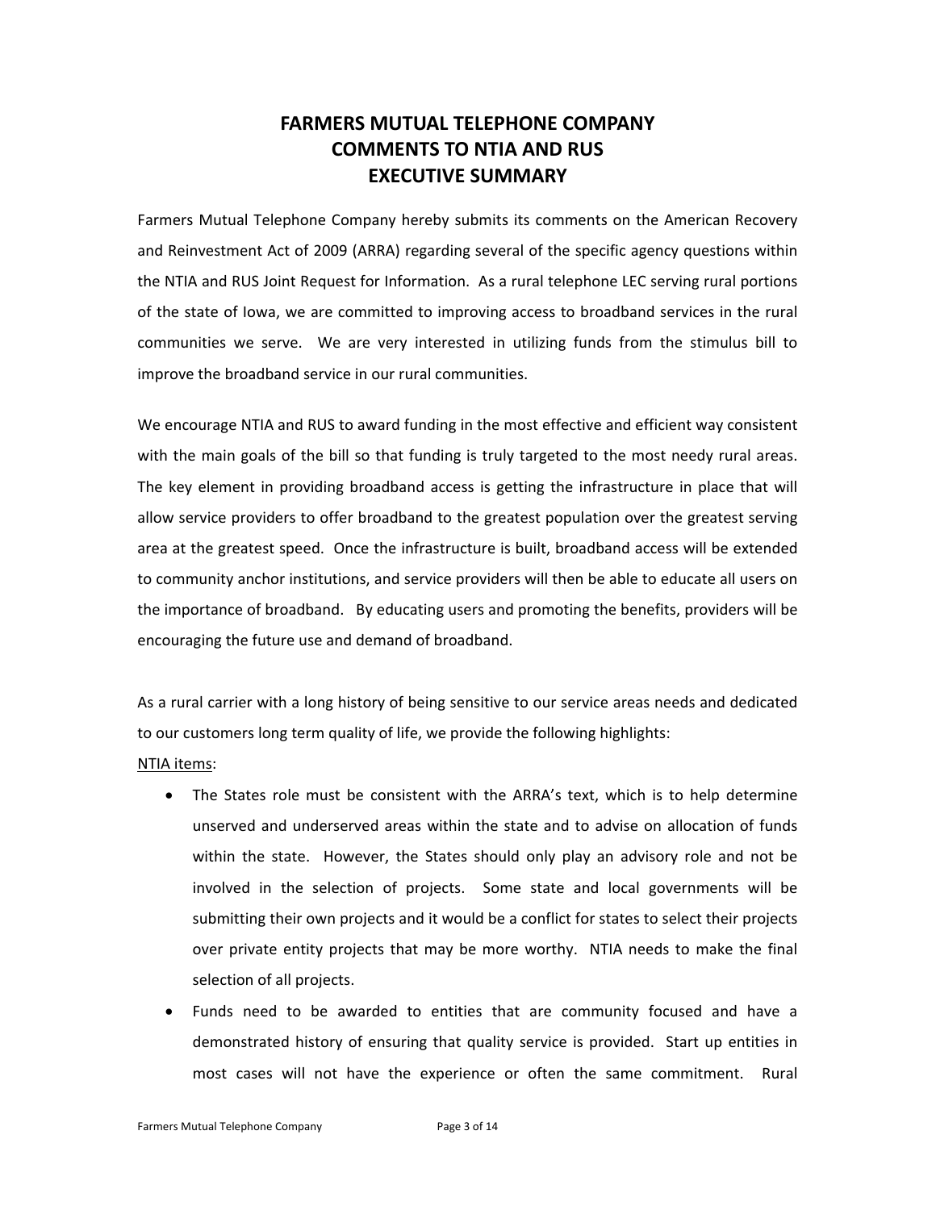# FARMERS MUTUAL TELEPHONE COMPANY
# COMMENTS TO NTIA AND RUS
# EXECUTIVE SUMMARY

Farmers Mutual Telephone Company hereby submits its comments on the American Recovery and Reinvestment Act of 2009 (ARRA) regarding several of the specific agency questions within the NTIA and RUS Joint Request for Information. As a rural telephone LEC serving rural portions of the state of Iowa, we are committed to improving access to broadband services in the rural communities we serve. We are very interested in utilizing funds from the stimulus bill to improve the broadband service in our rural communities.

We encourage NTIA and RUS to award funding in the most effective and efficient way consistent with the main goals of the bill so that funding is truly targeted to the most needy rural areas. The key element in providing broadband access is getting the infrastructure in place that will allow service providers to offer broadband to the greatest population over the greatest serving area at the greatest speed. Once the infrastructure is built, broadband access will be extended to community anchor institutions, and service providers will then be able to educate all users on the importance of broadband. By educating users and promoting the benefits, providers will be encouraging the future use and demand of broadband.

As a rural carrier with a long history of being sensitive to our service areas needs and dedicated to our customers long term quality of life, we provide the following highlights:

<u>NTIA items</u>:

- The States role must be consistent with the ARRA's text, which is to help determine unserved and underserved areas within the state and to advise on allocation of funds within the state. However, the States should only play an advisory role and not be involved in the selection of projects. Some state and local governments will be submitting their own projects and it would be a conflict for states to select their projects over private entity projects that may be more worthy. NTIA needs to make the final selection of all projects.
- Funds need to be awarded to entities that are community focused and have a demonstrated history of ensuring that quality service is provided. Start up entities in most cases will not have the experience or often the same commitment. Rural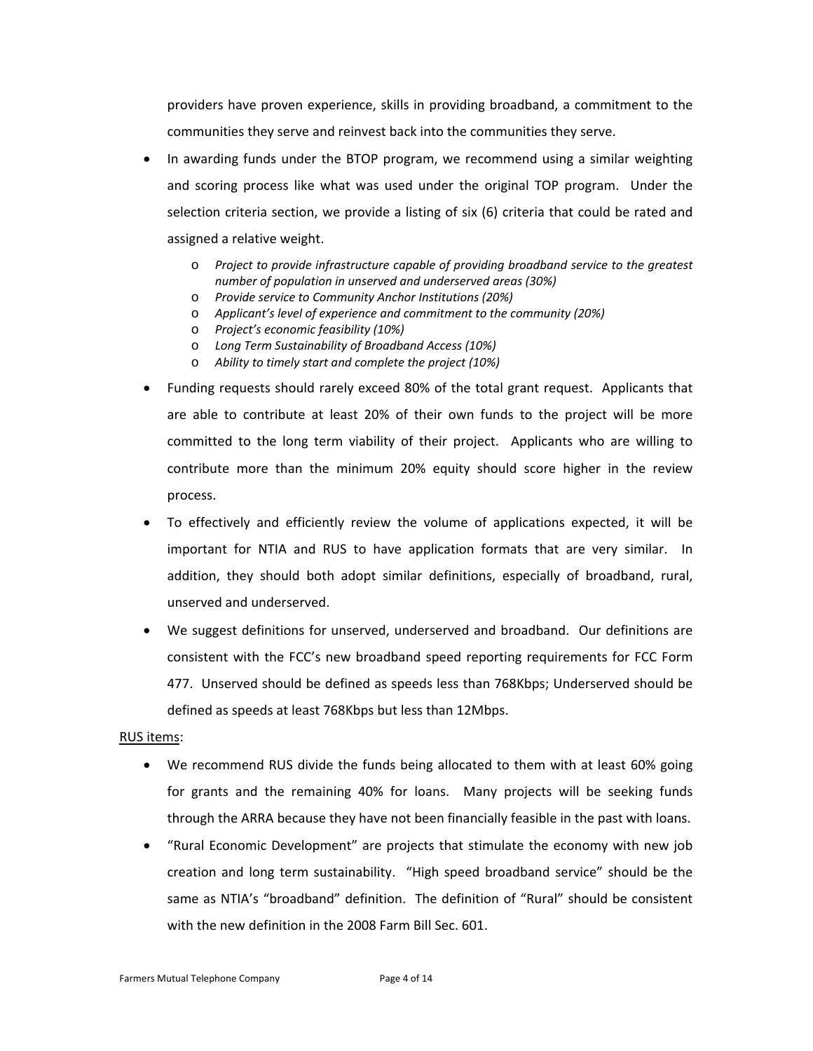providers have proven experience, skills in providing broadband, a commitment to the communities they serve and reinvest back into the communities they serve.

- In awarding funds under the BTOP program, we recommend using a similar weighting and scoring process like what was used under the original TOP program. Under the selection criteria section, we provide a listing of six (6) criteria that could be rated and assigned a relative weight.
    - *Project to provide infrastructure capable of providing broadband service to the greatest number of population in unserved and underserved areas (30%)*
    - *Provide service to Community Anchor Institutions (20%)*
    - *Applicant's level of experience and commitment to the community (20%)*
    - *Project's economic feasibility (10%)*
    - *Long Term Sustainability of Broadband Access (10%)*
    - *Ability to timely start and complete the project (10%)*
- Funding requests should rarely exceed 80% of the total grant request. Applicants that are able to contribute at least 20% of their own funds to the project will be more committed to the long term viability of their project. Applicants who are willing to contribute more than the minimum 20% equity should score higher in the review process.
- To effectively and efficiently review the volume of applications expected, it will be important for NTIA and RUS to have application formats that are very similar. In addition, they should both adopt similar definitions, especially of broadband, rural, unserved and underserved.
- We suggest definitions for unserved, underserved and broadband. Our definitions are consistent with the FCC's new broadband speed reporting requirements for FCC Form 477. Unserved should be defined as speeds less than 768Kbps; Underserved should be defined as speeds at least 768Kbps but less than 12Mbps.

<u>RUS items</u>:

- We recommend RUS divide the funds being allocated to them with at least 60% going for grants and the remaining 40% for loans. Many projects will be seeking funds through the ARRA because they have not been financially feasible in the past with loans.
- "Rural Economic Development" are projects that stimulate the economy with new job creation and long term sustainability. "High speed broadband service" should be the same as NTIA's "broadband" definition. The definition of "Rural" should be consistent with the new definition in the 2008 Farm Bill Sec. 601.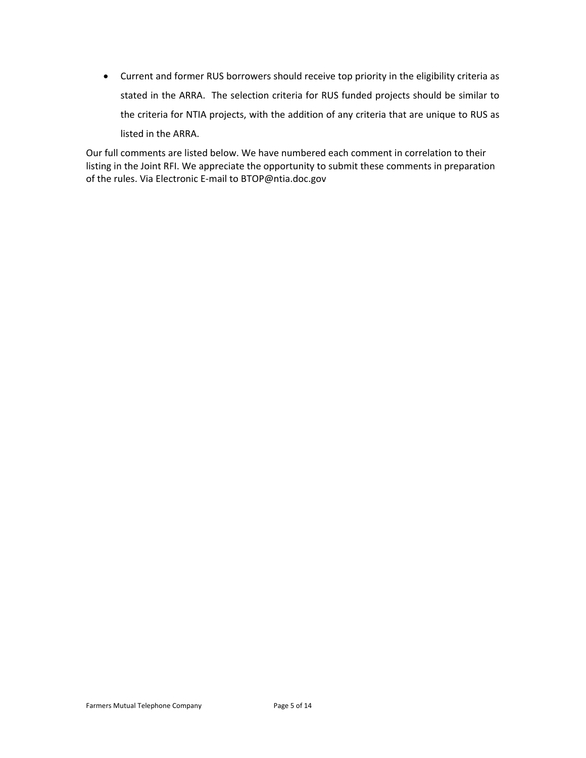- Current and former RUS borrowers should receive top priority in the eligibility criteria as stated in the ARRA. The selection criteria for RUS funded projects should be similar to the criteria for NTIA projects, with the addition of any criteria that are unique to RUS as listed in the ARRA.

Our full comments are listed below. We have numbered each comment in correlation to their listing in the Joint RFI. We appreciate the opportunity to submit these comments in preparation of the rules. Via Electronic E-mail to BTOP@ntia.doc.gov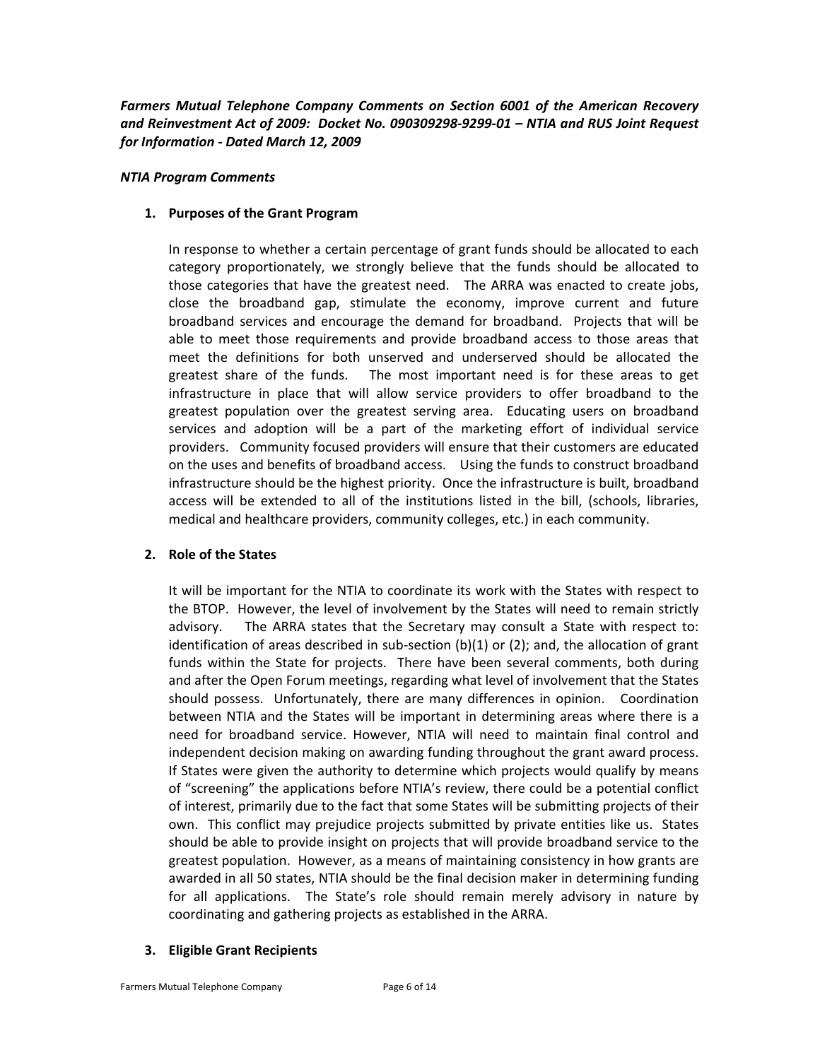***Farmers Mutual Telephone Company Comments on Section 6001 of the American Recovery and Reinvestment Act of 2009: Docket No. 090309298-9299-01 – NTIA and RUS Joint Request for Information - Dated March 12, 2009***

***NTIA Program Comments***

1. **Purposes of the Grant Program**

   In response to whether a certain percentage of grant funds should be allocated to each category proportionately, we strongly believe that the funds should be allocated to those categories that have the greatest need. The ARRA was enacted to create jobs, close the broadband gap, stimulate the economy, improve current and future broadband services and encourage the demand for broadband. Projects that will be able to meet those requirements and provide broadband access to those areas that meet the definitions for both unserved and underserved should be allocated the greatest share of the funds. The most important need is for these areas to get infrastructure in place that will allow service providers to offer broadband to the greatest population over the greatest serving area. Educating users on broadband services and adoption will be a part of the marketing effort of individual service providers. Community focused providers will ensure that their customers are educated on the uses and benefits of broadband access. Using the funds to construct broadband infrastructure should be the highest priority. Once the infrastructure is built, broadband access will be extended to all of the institutions listed in the bill, (schools, libraries, medical and healthcare providers, community colleges, etc.) in each community.

2. **Role of the States**

   It will be important for the NTIA to coordinate its work with the States with respect to the BTOP. However, the level of involvement by the States will need to remain strictly advisory. The ARRA states that the Secretary may consult a State with respect to: identification of areas described in sub-section (b)(1) or (2); and, the allocation of grant funds within the State for projects. There have been several comments, both during and after the Open Forum meetings, regarding what level of involvement that the States should possess. Unfortunately, there are many differences in opinion. Coordination between NTIA and the States will be important in determining areas where there is a need for broadband service. However, NTIA will need to maintain final control and independent decision making on awarding funding throughout the grant award process. If States were given the authority to determine which projects would qualify by means of "screening" the applications before NTIA's review, there could be a potential conflict of interest, primarily due to the fact that some States will be submitting projects of their own. This conflict may prejudice projects submitted by private entities like us. States should be able to provide insight on projects that will provide broadband service to the greatest population. However, as a means of maintaining consistency in how grants are awarded in all 50 states, NTIA should be the final decision maker in determining funding for all applications. The State's role should remain merely advisory in nature by coordinating and gathering projects as established in the ARRA.

3. **Eligible Grant Recipients**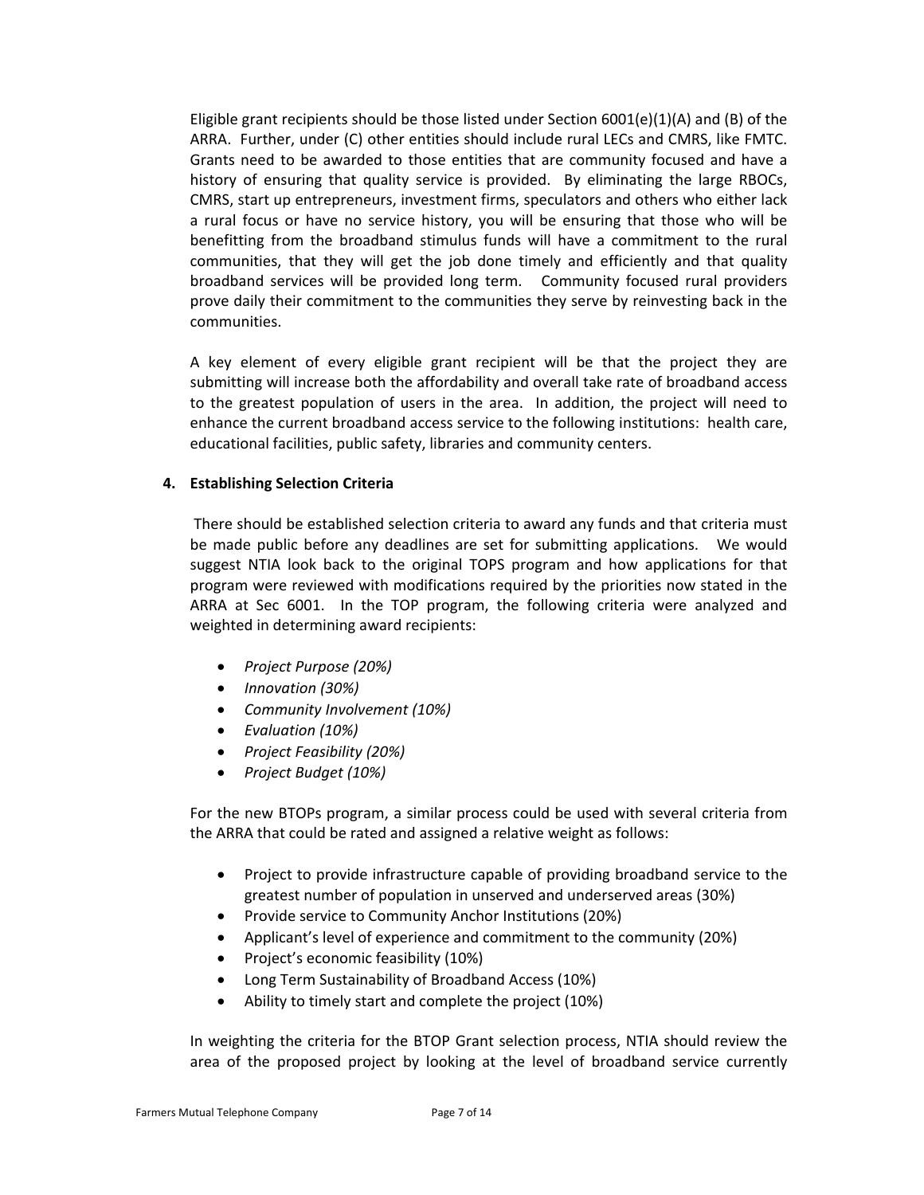Eligible grant recipients should be those listed under Section 6001(e)(1)(A) and (B) of the ARRA. Further, under (C) other entities should include rural LECs and CMRS, like FMTC. Grants need to be awarded to those entities that are community focused and have a history of ensuring that quality service is provided. By eliminating the large RBOCs, CMRS, start up entrepreneurs, investment firms, speculators and others who either lack a rural focus or have no service history, you will be ensuring that those who will be benefitting from the broadband stimulus funds will have a commitment to the rural communities, that they will get the job done timely and efficiently and that quality broadband services will be provided long term. Community focused rural providers prove daily their commitment to the communities they serve by reinvesting back in the communities.

A key element of every eligible grant recipient will be that the project they are submitting will increase both the affordability and overall take rate of broadband access to the greatest population of users in the area. In addition, the project will need to enhance the current broadband access service to the following institutions: health care, educational facilities, public safety, libraries and community centers.

**4. Establishing Selection Criteria**

There should be established selection criteria to award any funds and that criteria must be made public before any deadlines are set for submitting applications. We would suggest NTIA look back to the original TOPS program and how applications for that program were reviewed with modifications required by the priorities now stated in the ARRA at Sec 6001. In the TOP program, the following criteria were analyzed and weighted in determining award recipients:

- *Project Purpose (20%)*
- *Innovation (30%)*
- *Community Involvement (10%)*
- *Evaluation (10%)*
- *Project Feasibility (20%)*
- *Project Budget (10%)*

For the new BTOPs program, a similar process could be used with several criteria from the ARRA that could be rated and assigned a relative weight as follows:

- Project to provide infrastructure capable of providing broadband service to the greatest number of population in unserved and underserved areas (30%)
- Provide service to Community Anchor Institutions (20%)
- Applicant's level of experience and commitment to the community (20%)
- Project's economic feasibility (10%)
- Long Term Sustainability of Broadband Access (10%)
- Ability to timely start and complete the project (10%)

In weighting the criteria for the BTOP Grant selection process, NTIA should review the area of the proposed project by looking at the level of broadband service currently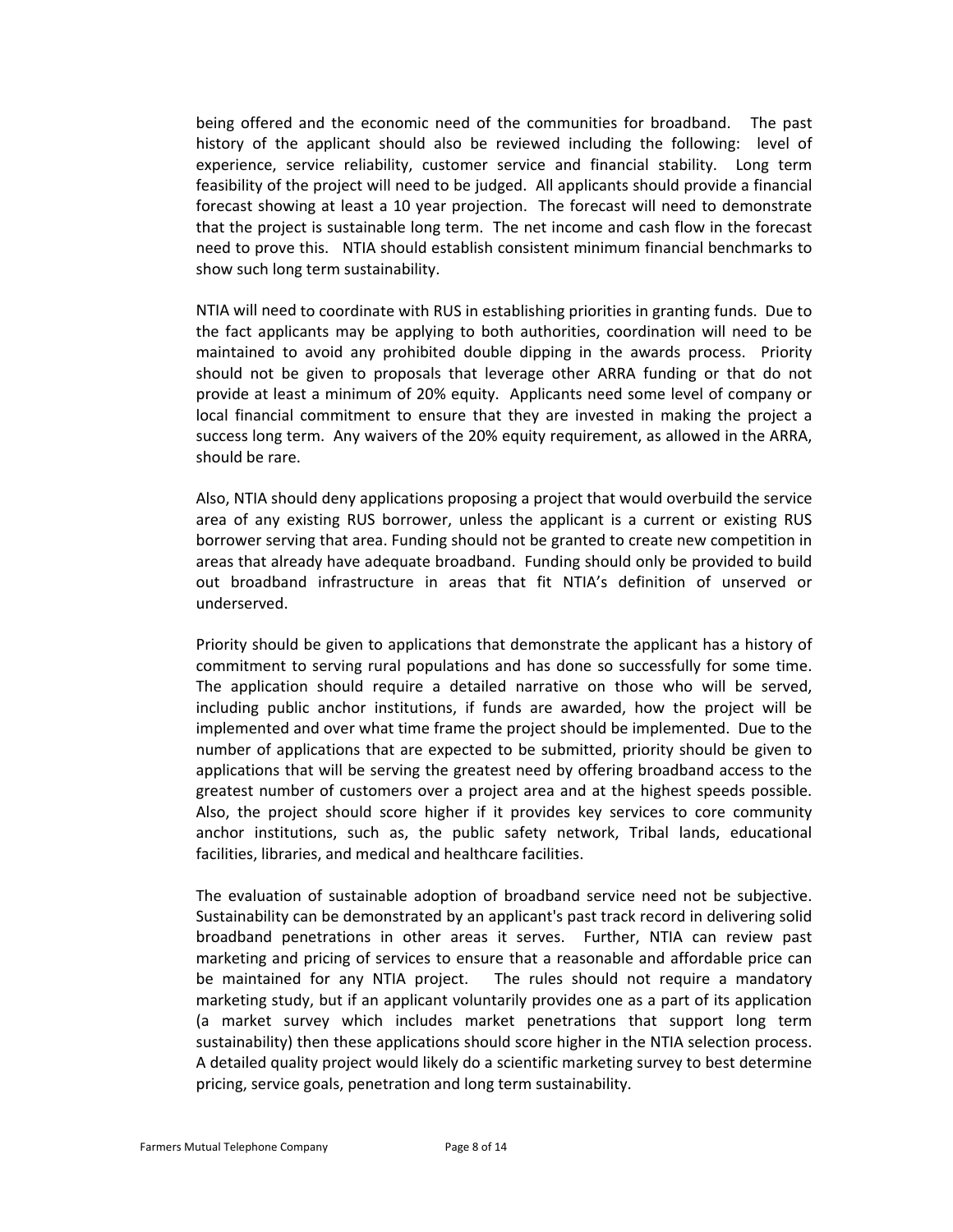being offered and the economic need of the communities for broadband. The past history of the applicant should also be reviewed including the following: level of experience, service reliability, customer service and financial stability. Long term feasibility of the project will need to be judged. All applicants should provide a financial forecast showing at least a 10 year projection. The forecast will need to demonstrate that the project is sustainable long term. The net income and cash flow in the forecast need to prove this. NTIA should establish consistent minimum financial benchmarks to show such long term sustainability.

NTIA will need to coordinate with RUS in establishing priorities in granting funds. Due to the fact applicants may be applying to both authorities, coordination will need to be maintained to avoid any prohibited double dipping in the awards process. Priority should not be given to proposals that leverage other ARRA funding or that do not provide at least a minimum of 20% equity. Applicants need some level of company or local financial commitment to ensure that they are invested in making the project a success long term. Any waivers of the 20% equity requirement, as allowed in the ARRA, should be rare.

Also, NTIA should deny applications proposing a project that would overbuild the service area of any existing RUS borrower, unless the applicant is a current or existing RUS borrower serving that area. Funding should not be granted to create new competition in areas that already have adequate broadband. Funding should only be provided to build out broadband infrastructure in areas that fit NTIA's definition of unserved or underserved.

Priority should be given to applications that demonstrate the applicant has a history of commitment to serving rural populations and has done so successfully for some time. The application should require a detailed narrative on those who will be served, including public anchor institutions, if funds are awarded, how the project will be implemented and over what time frame the project should be implemented. Due to the number of applications that are expected to be submitted, priority should be given to applications that will be serving the greatest need by offering broadband access to the greatest number of customers over a project area and at the highest speeds possible. Also, the project should score higher if it provides key services to core community anchor institutions, such as, the public safety network, Tribal lands, educational facilities, libraries, and medical and healthcare facilities.

The evaluation of sustainable adoption of broadband service need not be subjective. Sustainability can be demonstrated by an applicant's past track record in delivering solid broadband penetrations in other areas it serves. Further, NTIA can review past marketing and pricing of services to ensure that a reasonable and affordable price can be maintained for any NTIA project. The rules should not require a mandatory marketing study, but if an applicant voluntarily provides one as a part of its application (a market survey which includes market penetrations that support long term sustainability) then these applications should score higher in the NTIA selection process. A detailed quality project would likely do a scientific marketing survey to best determine pricing, service goals, penetration and long term sustainability.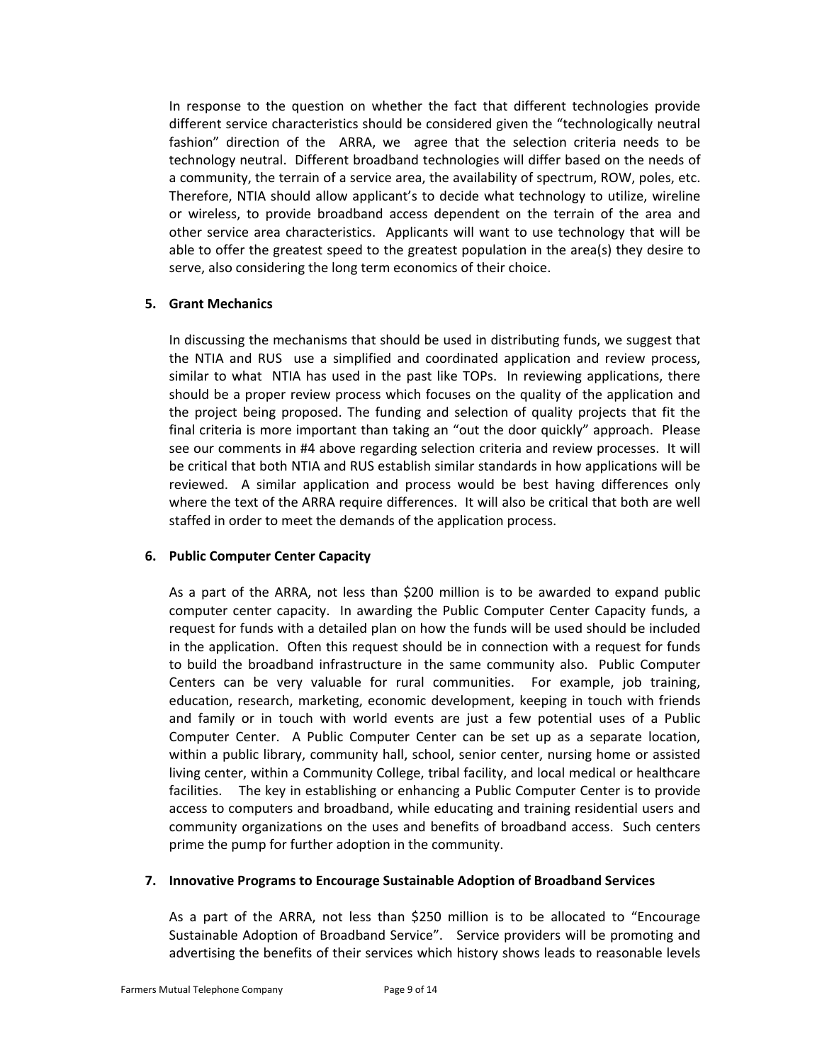In response to the question on whether the fact that different technologies provide different service characteristics should be considered given the "technologically neutral fashion" direction of the ARRA, we agree that the selection criteria needs to be technology neutral. Different broadband technologies will differ based on the needs of a community, the terrain of a service area, the availability of spectrum, ROW, poles, etc. Therefore, NTIA should allow applicant's to decide what technology to utilize, wireline or wireless, to provide broadband access dependent on the terrain of the area and other service area characteristics. Applicants will want to use technology that will be able to offer the greatest speed to the greatest population in the area(s) they desire to serve, also considering the long term economics of their choice.

**5. Grant Mechanics**

In discussing the mechanisms that should be used in distributing funds, we suggest that the NTIA and RUS use a simplified and coordinated application and review process, similar to what NTIA has used in the past like TOPs. In reviewing applications, there should be a proper review process which focuses on the quality of the application and the project being proposed. The funding and selection of quality projects that fit the final criteria is more important than taking an "out the door quickly" approach. Please see our comments in #4 above regarding selection criteria and review processes. It will be critical that both NTIA and RUS establish similar standards in how applications will be reviewed. A similar application and process would be best having differences only where the text of the ARRA require differences. It will also be critical that both are well staffed in order to meet the demands of the application process.

**6. Public Computer Center Capacity**

As a part of the ARRA, not less than $200 million is to be awarded to expand public computer center capacity. In awarding the Public Computer Center Capacity funds, a request for funds with a detailed plan on how the funds will be used should be included in the application. Often this request should be in connection with a request for funds to build the broadband infrastructure in the same community also. Public Computer Centers can be very valuable for rural communities. For example, job training, education, research, marketing, economic development, keeping in touch with friends and family or in touch with world events are just a few potential uses of a Public Computer Center. A Public Computer Center can be set up as a separate location, within a public library, community hall, school, senior center, nursing home or assisted living center, within a Community College, tribal facility, and local medical or healthcare facilities. The key in establishing or enhancing a Public Computer Center is to provide access to computers and broadband, while educating and training residential users and community organizations on the uses and benefits of broadband access. Such centers prime the pump for further adoption in the community.

**7. Innovative Programs to Encourage Sustainable Adoption of Broadband Services**

As a part of the ARRA, not less than $250 million is to be allocated to "Encourage Sustainable Adoption of Broadband Service". Service providers will be promoting and advertising the benefits of their services which history shows leads to reasonable levels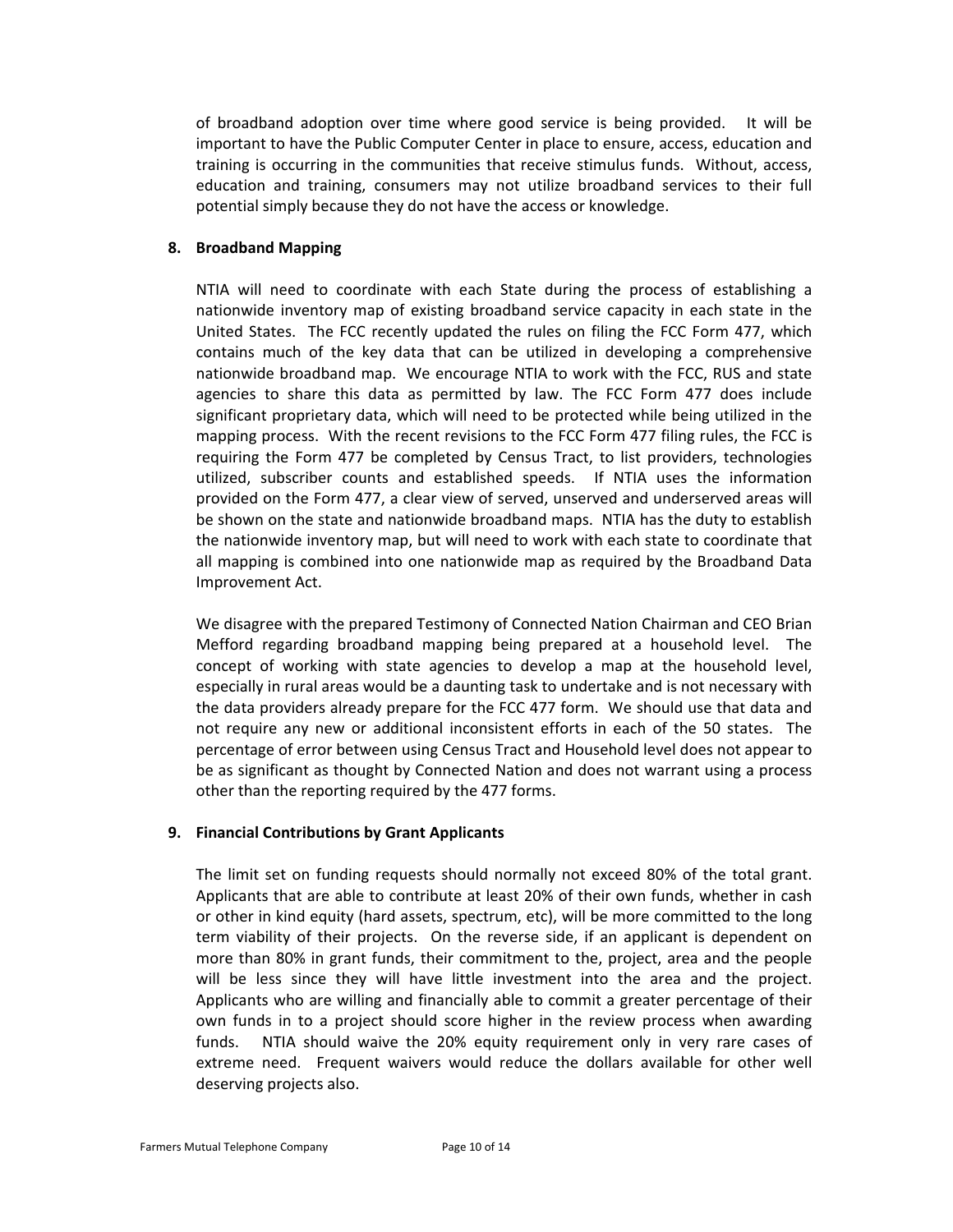of broadband adoption over time where good service is being provided. It will be important to have the Public Computer Center in place to ensure, access, education and training is occurring in the communities that receive stimulus funds. Without, access, education and training, consumers may not utilize broadband services to their full potential simply because they do not have the access or knowledge.

**8. Broadband Mapping**

NTIA will need to coordinate with each State during the process of establishing a nationwide inventory map of existing broadband service capacity in each state in the United States. The FCC recently updated the rules on filing the FCC Form 477, which contains much of the key data that can be utilized in developing a comprehensive nationwide broadband map. We encourage NTIA to work with the FCC, RUS and state agencies to share this data as permitted by law. The FCC Form 477 does include significant proprietary data, which will need to be protected while being utilized in the mapping process. With the recent revisions to the FCC Form 477 filing rules, the FCC is requiring the Form 477 be completed by Census Tract, to list providers, technologies utilized, subscriber counts and established speeds. If NTIA uses the information provided on the Form 477, a clear view of served, unserved and underserved areas will be shown on the state and nationwide broadband maps. NTIA has the duty to establish the nationwide inventory map, but will need to work with each state to coordinate that all mapping is combined into one nationwide map as required by the Broadband Data Improvement Act.

We disagree with the prepared Testimony of Connected Nation Chairman and CEO Brian Mefford regarding broadband mapping being prepared at a household level. The concept of working with state agencies to develop a map at the household level, especially in rural areas would be a daunting task to undertake and is not necessary with the data providers already prepare for the FCC 477 form. We should use that data and not require any new or additional inconsistent efforts in each of the 50 states. The percentage of error between using Census Tract and Household level does not appear to be as significant as thought by Connected Nation and does not warrant using a process other than the reporting required by the 477 forms.

**9. Financial Contributions by Grant Applicants**

The limit set on funding requests should normally not exceed 80% of the total grant. Applicants that are able to contribute at least 20% of their own funds, whether in cash or other in kind equity (hard assets, spectrum, etc), will be more committed to the long term viability of their projects. On the reverse side, if an applicant is dependent on more than 80% in grant funds, their commitment to the, project, area and the people will be less since they will have little investment into the area and the project. Applicants who are willing and financially able to commit a greater percentage of their own funds in to a project should score higher in the review process when awarding funds. NTIA should waive the 20% equity requirement only in very rare cases of extreme need. Frequent waivers would reduce the dollars available for other well deserving projects also.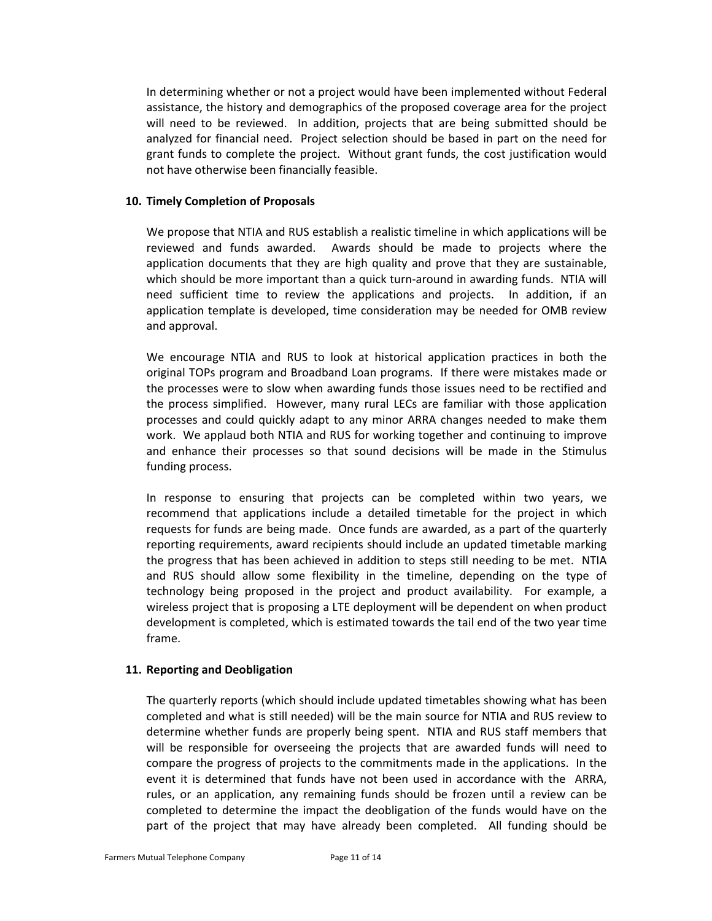In determining whether or not a project would have been implemented without Federal assistance, the history and demographics of the proposed coverage area for the project will need to be reviewed. In addition, projects that are being submitted should be analyzed for financial need. Project selection should be based in part on the need for grant funds to complete the project. Without grant funds, the cost justification would not have otherwise been financially feasible.

**10. Timely Completion of Proposals**

We propose that NTIA and RUS establish a realistic timeline in which applications will be reviewed and funds awarded. Awards should be made to projects where the application documents that they are high quality and prove that they are sustainable, which should be more important than a quick turn-around in awarding funds. NTIA will need sufficient time to review the applications and projects. In addition, if an application template is developed, time consideration may be needed for OMB review and approval.

We encourage NTIA and RUS to look at historical application practices in both the original TOPs program and Broadband Loan programs. If there were mistakes made or the processes were to slow when awarding funds those issues need to be rectified and the process simplified. However, many rural LECs are familiar with those application processes and could quickly adapt to any minor ARRA changes needed to make them work. We applaud both NTIA and RUS for working together and continuing to improve and enhance their processes so that sound decisions will be made in the Stimulus funding process.

In response to ensuring that projects can be completed within two years, we recommend that applications include a detailed timetable for the project in which requests for funds are being made. Once funds are awarded, as a part of the quarterly reporting requirements, award recipients should include an updated timetable marking the progress that has been achieved in addition to steps still needing to be met. NTIA and RUS should allow some flexibility in the timeline, depending on the type of technology being proposed in the project and product availability. For example, a wireless project that is proposing a LTE deployment will be dependent on when product development is completed, which is estimated towards the tail end of the two year time frame.

**11. Reporting and Deobligation**

The quarterly reports (which should include updated timetables showing what has been completed and what is still needed) will be the main source for NTIA and RUS review to determine whether funds are properly being spent. NTIA and RUS staff members that will be responsible for overseeing the projects that are awarded funds will need to compare the progress of projects to the commitments made in the applications. In the event it is determined that funds have not been used in accordance with the ARRA, rules, or an application, any remaining funds should be frozen until a review can be completed to determine the impact the deobligation of the funds would have on the part of the project that may have already been completed. All funding should be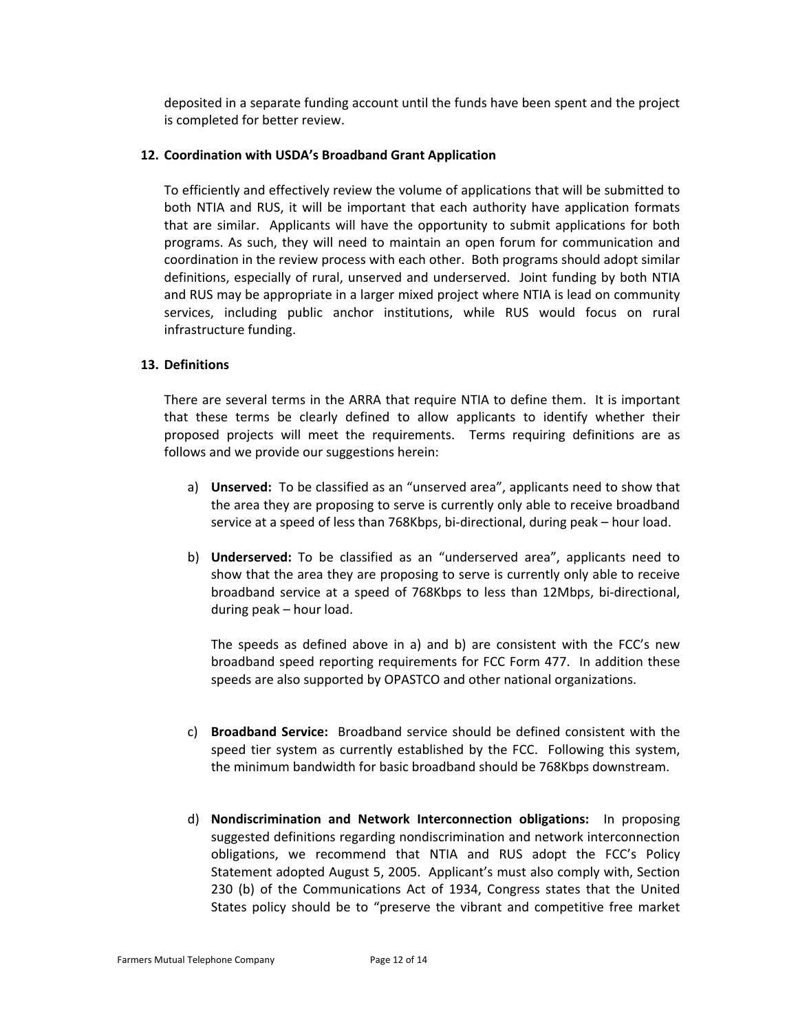deposited in a separate funding account until the funds have been spent and the project is completed for better review.

**12. Coordination with USDA's Broadband Grant Application**

To efficiently and effectively review the volume of applications that will be submitted to both NTIA and RUS, it will be important that each authority have application formats that are similar. Applicants will have the opportunity to submit applications for both programs. As such, they will need to maintain an open forum for communication and coordination in the review process with each other. Both programs should adopt similar definitions, especially of rural, unserved and underserved. Joint funding by both NTIA and RUS may be appropriate in a larger mixed project where NTIA is lead on community services, including public anchor institutions, while RUS would focus on rural infrastructure funding.

**13. Definitions**

There are several terms in the ARRA that require NTIA to define them. It is important that these terms be clearly defined to allow applicants to identify whether their proposed projects will meet the requirements. Terms requiring definitions are as follows and we provide our suggestions herein:

a) **Unserved:** To be classified as an "unserved area", applicants need to show that the area they are proposing to serve is currently only able to receive broadband service at a speed of less than 768Kbps, bi-directional, during peak – hour load.

b) **Underserved:** To be classified as an "underserved area", applicants need to show that the area they are proposing to serve is currently only able to receive broadband service at a speed of 768Kbps to less than 12Mbps, bi-directional, during peak – hour load.

   The speeds as defined above in a) and b) are consistent with the FCC's new broadband speed reporting requirements for FCC Form 477. In addition these speeds are also supported by OPASTCO and other national organizations.

c) **Broadband Service:** Broadband service should be defined consistent with the speed tier system as currently established by the FCC. Following this system, the minimum bandwidth for basic broadband should be 768Kbps downstream.

d) **Nondiscrimination and Network Interconnection obligations:** In proposing suggested definitions regarding nondiscrimination and network interconnection obligations, we recommend that NTIA and RUS adopt the FCC's Policy Statement adopted August 5, 2005. Applicant's must also comply with, Section 230 (b) of the Communications Act of 1934, Congress states that the United States policy should be to "preserve the vibrant and competitive free market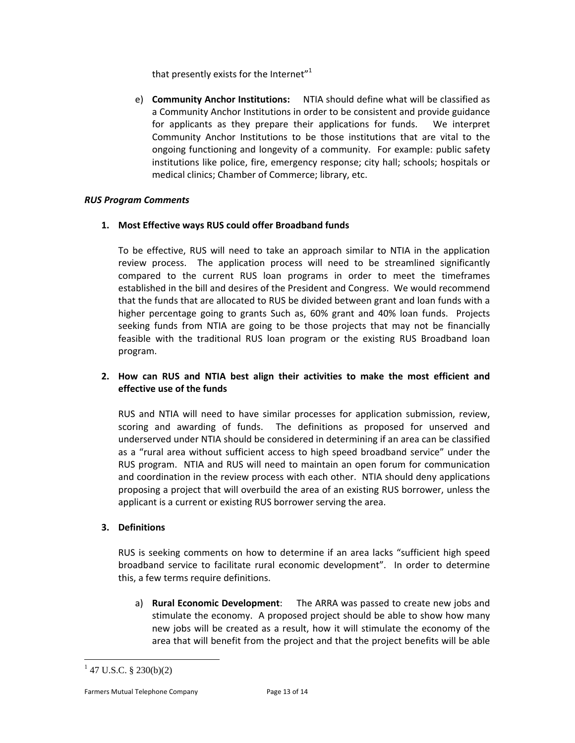that presently exists for the Internet"[1]

e) **Community Anchor Institutions:** NTIA should define what will be classified as a Community Anchor Institutions in order to be consistent and provide guidance for applicants as they prepare their applications for funds. We interpret Community Anchor Institutions to be those institutions that are vital to the ongoing functioning and longevity of a community. For example: public safety institutions like police, fire, emergency response; city hall; schools; hospitals or medical clinics; Chamber of Commerce; library, etc.

***RUS Program Comments***

**1. Most Effective ways RUS could offer Broadband funds**

To be effective, RUS will need to take an approach similar to NTIA in the application review process. The application process will need to be streamlined significantly compared to the current RUS loan programs in order to meet the timeframes established in the bill and desires of the President and Congress. We would recommend that the funds that are allocated to RUS be divided between grant and loan funds with a higher percentage going to grants Such as, 60% grant and 40% loan funds. Projects seeking funds from NTIA are going to be those projects that may not be financially feasible with the traditional RUS loan program or the existing RUS Broadband loan program.

**2. How can RUS and NTIA best align their activities to make the most efficient and effective use of the funds**

RUS and NTIA will need to have similar processes for application submission, review, scoring and awarding of funds. The definitions as proposed for unserved and underserved under NTIA should be considered in determining if an area can be classified as a "rural area without sufficient access to high speed broadband service" under the RUS program. NTIA and RUS will need to maintain an open forum for communication and coordination in the review process with each other. NTIA should deny applications proposing a project that will overbuild the area of an existing RUS borrower, unless the applicant is a current or existing RUS borrower serving the area.

**3. Definitions**

RUS is seeking comments on how to determine if an area lacks "sufficient high speed broadband service to facilitate rural economic development". In order to determine this, a few terms require definitions.

a) **Rural Economic Development**: The ARRA was passed to create new jobs and stimulate the economy. A proposed project should be able to show how many new jobs will be created as a result, how it will stimulate the economy of the area that will benefit from the project and that the project benefits will be able

[1] 47 U.S.C. § 230(b)(2)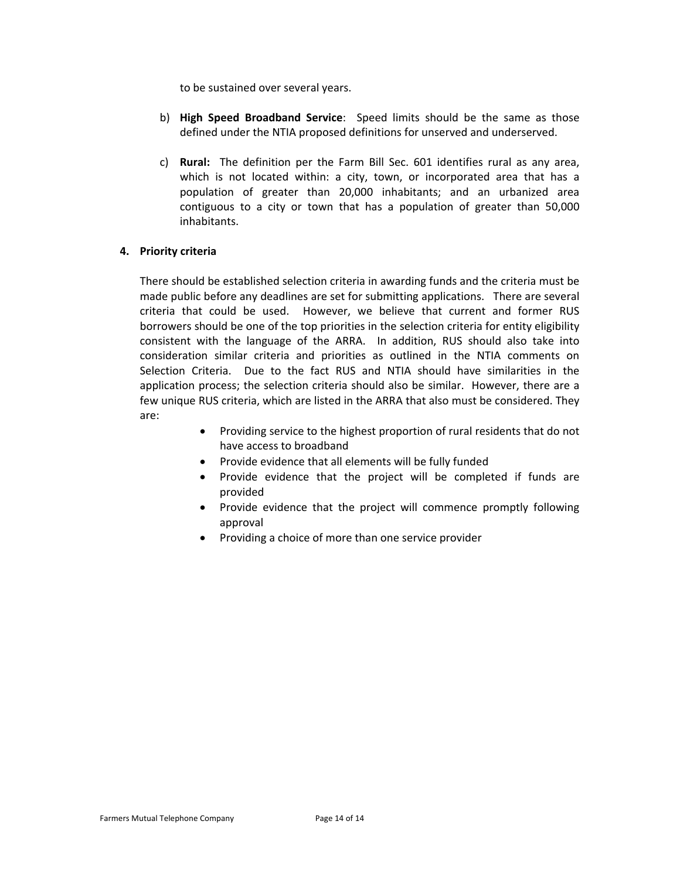to be sustained over several years.

b) **High Speed Broadband Service**: Speed limits should be the same as those defined under the NTIA proposed definitions for unserved and underserved.

c) **Rural:** The definition per the Farm Bill Sec. 601 identifies rural as any area, which is not located within: a city, town, or incorporated area that has a population of greater than 20,000 inhabitants; and an urbanized area contiguous to a city or town that has a population of greater than 50,000 inhabitants.

**4. Priority criteria**

There should be established selection criteria in awarding funds and the criteria must be made public before any deadlines are set for submitting applications. There are several criteria that could be used. However, we believe that current and former RUS borrowers should be one of the top priorities in the selection criteria for entity eligibility consistent with the language of the ARRA. In addition, RUS should also take into consideration similar criteria and priorities as outlined in the NTIA comments on Selection Criteria. Due to the fact RUS and NTIA should have similarities in the application process; the selection criteria should also be similar. However, there are a few unique RUS criteria, which are listed in the ARRA that also must be considered. They are:

- Providing service to the highest proportion of rural residents that do not have access to broadband
- Provide evidence that all elements will be fully funded
- Provide evidence that the project will be completed if funds are provided
- Provide evidence that the project will commence promptly following approval
- Providing a choice of more than one service provider